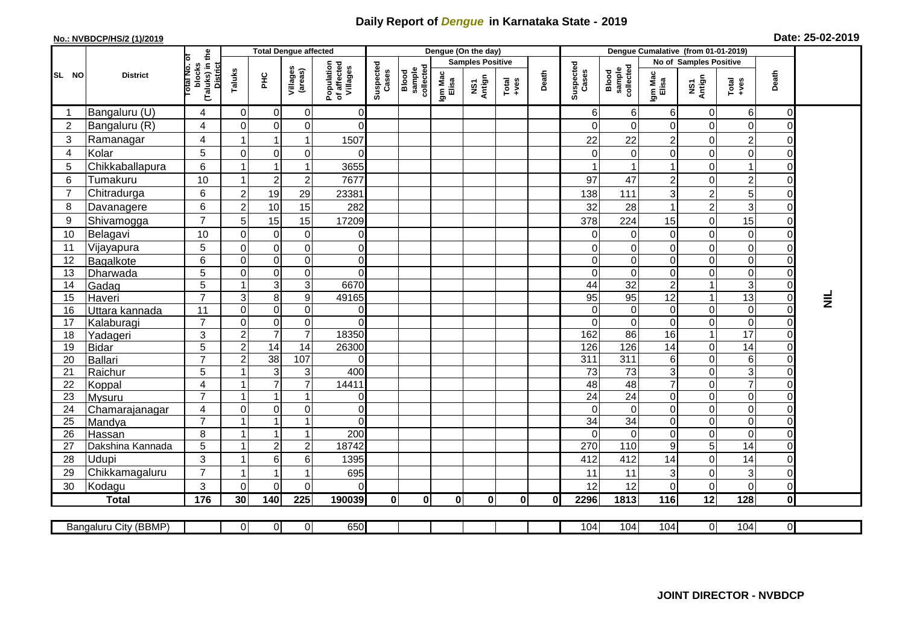# Daily Report of *Dengue* in Karnataka State - 2019

**No.: NVBDCP/HS/2 (1)/2019**

**Date: 25-02-2019**

| SL NO | District | Total No. of blocks (Taluks) in the District | Total Dengue affected | | | | Dengue (On the day) | | | | | | | Dengue Cumalative (from 01-01-2019) | | | | | | | |
|---|---|---|---|---|---|---|---|---|---|---|---|---|---|---|---|---|---|---|---|---|
| | | | Taluks | PHC | Villages (areas) | Population of affected Villages | Suspected Cases | Blood sample collected | Samples Positive | | | Death | Suspected Cases | Blood sample collected | No of Samples Positive | | | Death | |
| | | | | | | | | | Igm Mac Elisa | NS1 Antign | Total +ves | | | | Igm Mac Elisa | NS1 Antign | Total +ves | | |
| 1 | Bangaluru (U) | 4 | 0 | 0 | 0 | 0 | | | | | | | 6 | 6 | 6 | 0 | 6 | 0 | NIL |
| 2 | Bangaluru (R) | 4 | 0 | 0 | 0 | 0 | | | | | | | 0 | 0 | 0 | 0 | 0 | 0 | |
| 3 | Ramanagar | 4 | 1 | 1 | 1 | 1507 | | | | | | | 22 | 22 | 2 | 0 | 2 | 0 | |
| 4 | Kolar | 5 | 0 | 0 | 0 | 0 | | | | | | | 0 | 0 | 0 | 0 | 0 | 0 | |
| 5 | Chikkaballapura | 6 | 1 | 1 | 1 | 3655 | | | | | | | 1 | 1 | 1 | 0 | 1 | 0 | |
| 6 | Tumakuru | 10 | 1 | 2 | 2 | 7677 | | | | | | | 97 | 47 | 2 | 0 | 2 | 0 | |
| 7 | Chitradurga | 6 | 2 | 19 | 29 | 23381 | | | | | | | 138 | 111 | 3 | 2 | 5 | 0 | |
| 8 | Davanagere | 6 | 2 | 10 | 15 | 282 | | | | | | | 32 | 28 | 1 | 2 | 3 | 0 | |
| 9 | Shivamogga | 7 | 5 | 15 | 15 | 17209 | | | | | | | 378 | 224 | 15 | 0 | 15 | 0 | |
| 10 | Belagavi | 10 | 0 | 0 | 0 | 0 | | | | | | | 0 | 0 | 0 | 0 | 0 | 0 | |
| 11 | Vijayapura | 5 | 0 | 0 | 0 | 0 | | | | | | | 0 | 0 | 0 | 0 | 0 | 0 | |
| 12 | Bagalkote | 6 | 0 | 0 | 0 | 0 | | | | | | | 0 | 0 | 0 | 0 | 0 | 0 | |
| 13 | Dharwada | 5 | 0 | 0 | 0 | 0 | | | | | | | 0 | 0 | 0 | 0 | 0 | 0 | |
| 14 | Gadag | 5 | 1 | 3 | 3 | 6670 | | | | | | | 44 | 32 | 2 | 1 | 3 | 0 | |
| 15 | Haveri | 7 | 3 | 8 | 9 | 49165 | | | | | | | 95 | 95 | 12 | 1 | 13 | 0 | |
| 16 | Uttara kannada | 11 | 0 | 0 | 0 | 0 | | | | | | | 0 | 0 | 0 | 0 | 0 | 0 | |
| 17 | Kalaburagi | 7 | 0 | 0 | 0 | 0 | | | | | | | 0 | 0 | 0 | 0 | 0 | 0 | |
| 18 | Yadageri | 3 | 2 | 7 | 7 | 18350 | | | | | | | 162 | 86 | 16 | 1 | 17 | 0 | |
| 19 | Bidar | 5 | 2 | 14 | 14 | 26300 | | | | | | | 126 | 126 | 14 | 0 | 14 | 0 | |
| 20 | Ballari | 7 | 2 | 38 | 107 | 0 | | | | | | | 311 | 311 | 6 | 0 | 6 | 0 | |
| 21 | Raichur | 5 | 1 | 3 | 3 | 400 | | | | | | | 73 | 73 | 3 | 0 | 3 | 0 | |
| 22 | Koppal | 4 | 1 | 7 | 7 | 14411 | | | | | | | 48 | 48 | 7 | 0 | 7 | 0 | |
| 23 | Mysuru | 7 | 1 | 1 | 1 | 0 | | | | | | | 24 | 24 | 0 | 0 | 0 | 0 | |
| 24 | Chamarajanagar | 4 | 0 | 0 | 0 | 0 | | | | | | | 0 | 0 | 0 | 0 | 0 | 0 | |
| 25 | Mandya | 7 | 1 | 1 | 1 | 0 | | | | | | | 34 | 34 | 0 | 0 | 0 | 0 | |
| 26 | Hassan | 8 | 1 | 1 | 1 | 200 | | | | | | | 0 | 0 | 0 | 0 | 0 | 0 | |
| 27 | Dakshina Kannada | 5 | 1 | 2 | 2 | 18742 | | | | | | | 270 | 110 | 9 | 5 | 14 | 0 | |
| 28 | Udupi | 3 | 1 | 6 | 6 | 1395 | | | | | | | 412 | 412 | 14 | 0 | 14 | 0 | |
| 29 | Chikkamagaluru | 7 | 1 | 1 | 1 | 695 | | | | | | | 11 | 11 | 3 | 0 | 3 | 0 | |
| 30 | Kodagu | 3 | 0 | 0 | 0 | 0 | | | | | | | 12 | 12 | 0 | 0 | 0 | 0 | |
| **Total** | | **176** | **30** | **140** | **225** | **190039** | **0** | **0** | **0** | **0** | **0** | **0** | **2296** | **1813** | **116** | **12** | **128** | **0** | |

| Bangaluru City (BBMP) | | 0 | 0 | 0 | 650 | | | | | | | 104 | 104 | 104 | 0 | 104 | 0 | |
|---|---|---|---|---|---|---|---|---|---|---|---|---|---|---|---|---|---|---|

**JOINT DIRECTOR - NVBDCP**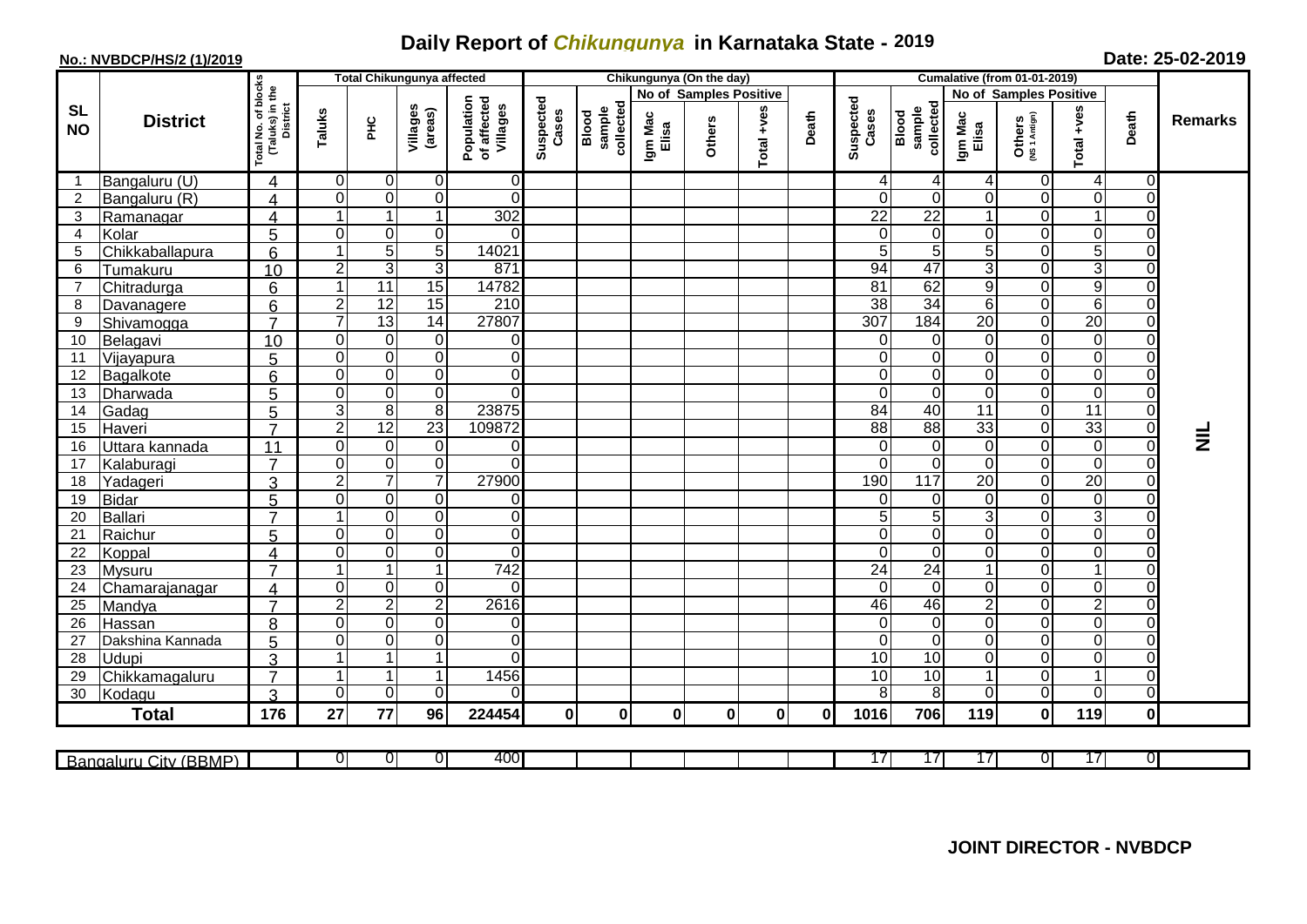# Daily Report of *Chikungunya* in Karnataka State - 2019

**No.: NVBDCP/HS/2 (1)/2019**

**Date: 25-02-2019**

| SL NO | District | Total No. of blocks (Taluks) in the District | Total Chikungunya affected | | | | Chikungunya (On the day) | | | | | | | Cumalative (from 01-01-2019) | | | | | | | Remarks |
|---|---|---|---|---|---|---|---|---|---|---|---|---|---|---|---|---|---|---|---|---|---|
| | | | Taluks | PHC | Villages (areas) | Population of affected Villages | Suspected Cases | Blood sample collected | No of Samples Positive | | | Death | Suspected Cases | Blood sample collected | No of Samples Positive | | | Death | |
| | | | | | | | | | Igm Mac Elisa | Others | Total +ves | | | | Igm Mac Elisa | Others (NS 1 Antign) | Total +ves | | |
| 1 | Bangaluru (U) | 4 | 0 | 0 | 0 | 0 | | | | | | | 4 | 4 | 4 | 0 | 4 | 0 | NIL |
| 2 | Bangaluru (R) | 4 | 0 | 0 | 0 | 0 | | | | | | | 0 | 0 | 0 | 0 | 0 | 0 | |
| 3 | Ramanagar | 4 | 1 | 1 | 1 | 302 | | | | | | | 22 | 22 | 1 | 0 | 1 | 0 | |
| 4 | Kolar | 5 | 0 | 0 | 0 | 0 | | | | | | | 0 | 0 | 0 | 0 | 0 | 0 | |
| 5 | Chikkaballapura | 6 | 1 | 5 | 5 | 14021 | | | | | | | 5 | 5 | 5 | 0 | 5 | 0 | |
| 6 | Tumakuru | 10 | 2 | 3 | 3 | 871 | | | | | | | 94 | 47 | 3 | 0 | 3 | 0 | |
| 7 | Chitradurga | 6 | 1 | 11 | 15 | 14782 | | | | | | | 81 | 62 | 9 | 0 | 9 | 0 | |
| 8 | Davanagere | 6 | 2 | 12 | 15 | 210 | | | | | | | 38 | 34 | 6 | 0 | 6 | 0 | |
| 9 | Shivamogga | 7 | 7 | 13 | 14 | 27807 | | | | | | | 307 | 184 | 20 | 0 | 20 | 0 | |
| 10 | Belagavi | 10 | 0 | 0 | 0 | 0 | | | | | | | 0 | 0 | 0 | 0 | 0 | 0 | |
| 11 | Vijayapura | 5 | 0 | 0 | 0 | 0 | | | | | | | 0 | 0 | 0 | 0 | 0 | 0 | |
| 12 | Bagalkote | 6 | 0 | 0 | 0 | 0 | | | | | | | 0 | 0 | 0 | 0 | 0 | 0 | |
| 13 | Dharwada | 5 | 0 | 0 | 0 | 0 | | | | | | | 0 | 0 | 0 | 0 | 0 | 0 | |
| 14 | Gadag | 5 | 3 | 8 | 8 | 23875 | | | | | | | 84 | 40 | 11 | 0 | 11 | 0 | |
| 15 | Haveri | 7 | 2 | 12 | 23 | 109872 | | | | | | | 88 | 88 | 33 | 0 | 33 | 0 | |
| 16 | Uttara kannada | 11 | 0 | 0 | 0 | 0 | | | | | | | 0 | 0 | 0 | 0 | 0 | 0 | |
| 17 | Kalaburagi | 7 | 0 | 0 | 0 | 0 | | | | | | | 0 | 0 | 0 | 0 | 0 | 0 | |
| 18 | Yadageri | 3 | 2 | 7 | 7 | 27900 | | | | | | | 190 | 117 | 20 | 0 | 20 | 0 | |
| 19 | Bidar | 5 | 0 | 0 | 0 | 0 | | | | | | | 0 | 0 | 0 | 0 | 0 | 0 | |
| 20 | Ballari | 7 | 1 | 0 | 0 | 0 | | | | | | | 5 | 5 | 3 | 0 | 3 | 0 | |
| 21 | Raichur | 5 | 0 | 0 | 0 | 0 | | | | | | | 0 | 0 | 0 | 0 | 0 | 0 | |
| 22 | Koppal | 4 | 0 | 0 | 0 | 0 | | | | | | | 0 | 0 | 0 | 0 | 0 | 0 | |
| 23 | Mysuru | 7 | 1 | 1 | 1 | 742 | | | | | | | 24 | 24 | 1 | 0 | 1 | 0 | |
| 24 | Chamarajanagar | 4 | 0 | 0 | 0 | 0 | | | | | | | 0 | 0 | 0 | 0 | 0 | 0 | |
| 25 | Mandya | 7 | 2 | 2 | 2 | 2616 | | | | | | | 46 | 46 | 2 | 0 | 2 | 0 | |
| 26 | Hassan | 8 | 0 | 0 | 0 | 0 | | | | | | | 0 | 0 | 0 | 0 | 0 | 0 | |
| 27 | Dakshina Kannada | 5 | 0 | 0 | 0 | 0 | | | | | | | 0 | 0 | 0 | 0 | 0 | 0 | |
| 28 | Udupi | 3 | 1 | 1 | 1 | 0 | | | | | | | 10 | 10 | 0 | 0 | 0 | 0 | |
| 29 | Chikkamagaluru | 7 | 1 | 1 | 1 | 1456 | | | | | | | 10 | 10 | 1 | 0 | 1 | 0 | |
| 30 | Kodagu | 3 | 0 | 0 | 0 | 0 | | | | | | | 8 | 8 | 0 | 0 | 0 | 0 | |
| | **Total** | **176** | **27** | **77** | **96** | **224454** | **0** | **0** | **0** | **0** | **0** | **0** | **1016** | **706** | **119** | **0** | **119** | **0** | |

| | | | | | | | | | | | | | | | | | | |
|---|---|---|---|---|---|---|---|---|---|---|---|---|---|---|---|---|---|---|
| Bangaluru City (BBMP) | | 0 | 0 | 0 | 400 | | | | | | | 17 | 17 | 17 | 0 | 17 | 0 | |

**JOINT DIRECTOR - NVBDCP**